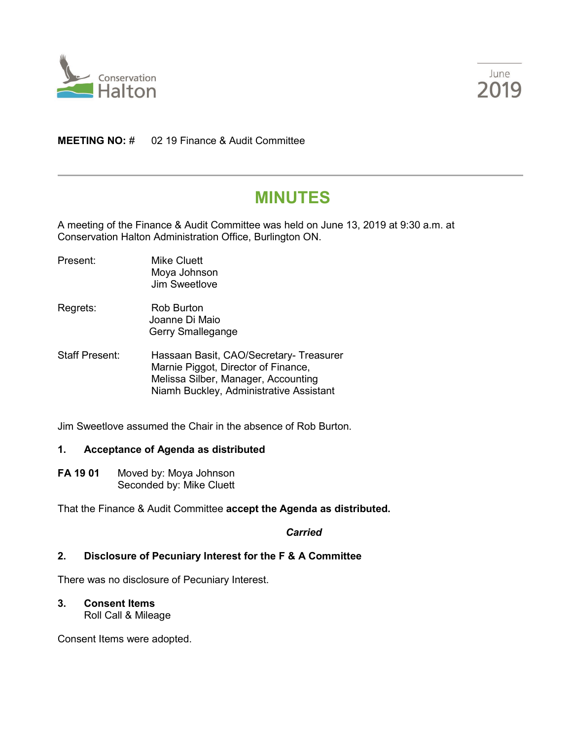Conservation Halton

June 2019

**MEETING NO:** # 02 19 Finance & Audit Committee

# MINUTES

A meeting of the Finance & Audit Committee was held on June 13, 2019 at 9:30 a.m. at Conservation Halton Administration Office, Burlington ON.

Present: Mike Cluett
Moya Johnson
Jim Sweetlove

Regrets: Rob Burton
Joanne Di Maio
Gerry Smallegange

Staff Present: Hassaan Basit, CAO/Secretary- Treasurer
Marnie Piggot, Director of Finance,
Melissa Silber, Manager, Accounting
Niamh Buckley, Administrative Assistant

Jim Sweetlove assumed the Chair in the absence of Rob Burton.

## 1. Acceptance of Agenda as distributed

**FA 19 01** Moved by: Moya Johnson
Seconded by: Mike Cluett

That the Finance & Audit Committee **accept the Agenda as distributed.**

*Carried*

## 2. Disclosure of Pecuniary Interest for the F & A Committee

There was no disclosure of Pecuniary Interest.

## 3. Consent Items

Roll Call & Mileage

Consent Items were adopted.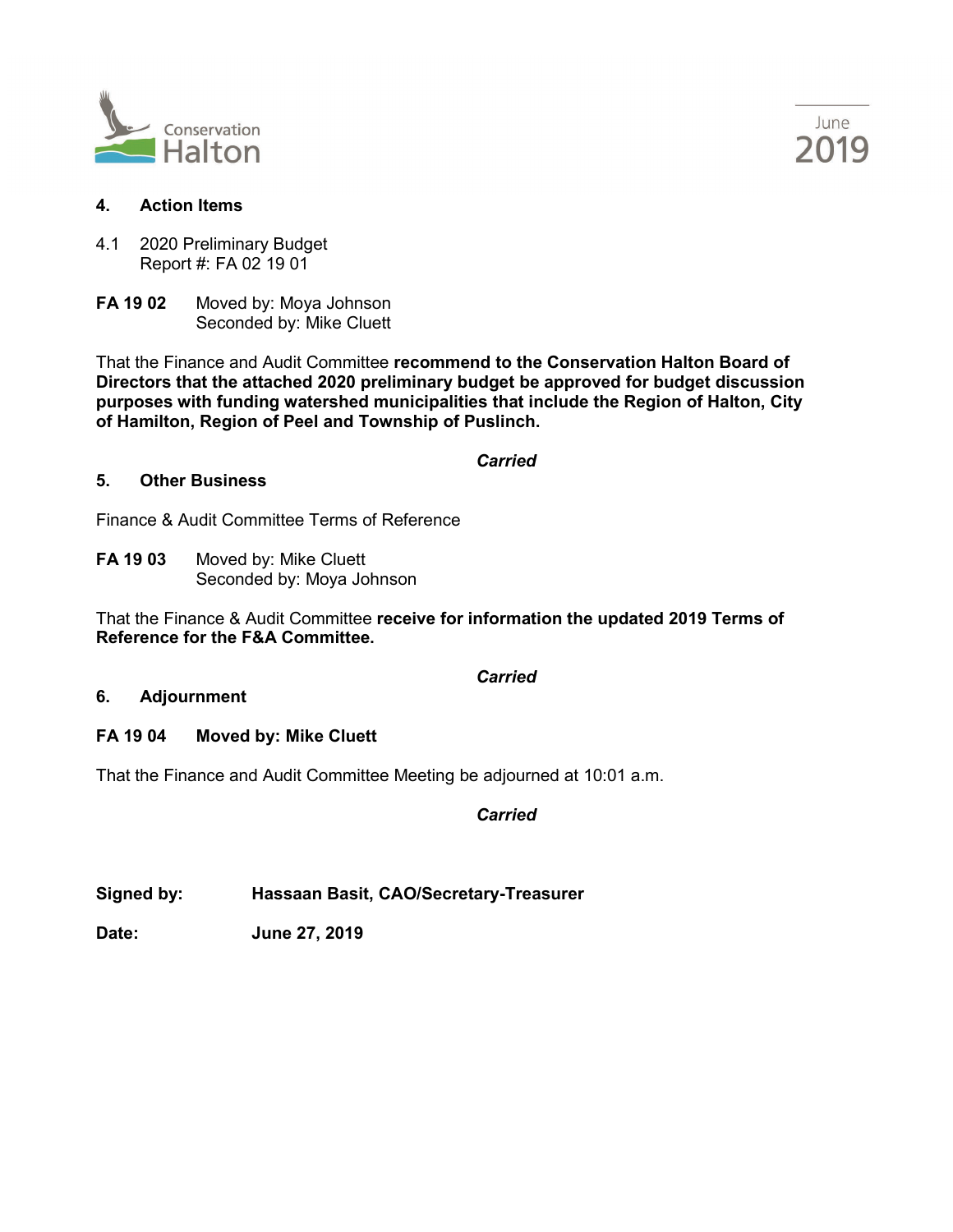## 4. Action Items

4.1 2020 Preliminary Budget
Report #: FA 02 19 01

**FA 19 02** Moved by: Moya Johnson
Seconded by: Mike Cluett

That the Finance and Audit Committee **recommend to the Conservation Halton Board of Directors that the attached 2020 preliminary budget be approved for budget discussion purposes with funding watershed municipalities that include the Region of Halton, City of Hamilton, Region of Peel and Township of Puslinch.**

***Carried***

## 5. Other Business

Finance & Audit Committee Terms of Reference

**FA 19 03** Moved by: Mike Cluett
Seconded by: Moya Johnson

That the Finance & Audit Committee **receive for information the updated 2019 Terms of Reference for the F&A Committee.**

***Carried***

## 6. Adjournment

**FA 19 04 Moved by: Mike Cluett**

That the Finance and Audit Committee Meeting be adjourned at 10:01 a.m.

***Carried***

**Signed by:** **Hassaan Basit, CAO/Secretary-Treasurer**

**Date:** **June 27, 2019**